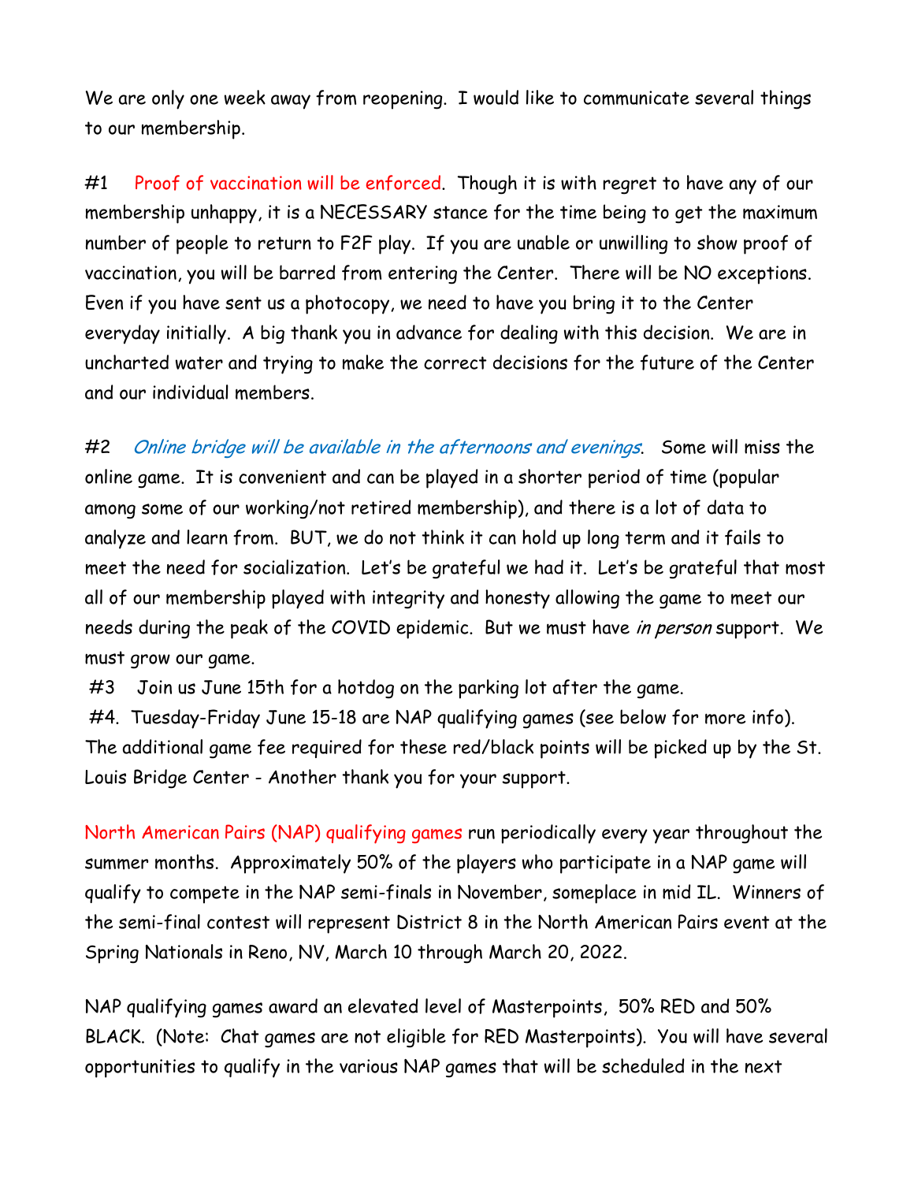We are only one week away from reopening. I would like to communicate several things to our membership.

#1 Proof of vaccination will be enforced. Though it is with regret to have any of our membership unhappy, it is a NECESSARY stance for the time being to get the maximum number of people to return to F2F play. If you are unable or unwilling to show proof of vaccination, you will be barred from entering the Center. There will be NO exceptions. Even if you have sent us a photocopy, we need to have you bring it to the Center everyday initially. A big thank you in advance for dealing with this decision. We are in uncharted water and trying to make the correct decisions for the future of the Center and our individual members.

#2 *Online bridge will be available in the afternoons and evenings*. Some will miss the online game. It is convenient and can be played in a shorter period of time (popular among some of our working/not retired membership), and there is a lot of data to analyze and learn from. BUT, we do not think it can hold up long term and it fails to meet the need for socialization. Let's be grateful we had it. Let's be grateful that most all of our membership played with integrity and honesty allowing the game to meet our needs during the peak of the COVID epidemic. But we must have *in person* support. We must grow our game.

#3 Join us June 15th for a hotdog on the parking lot after the game.

#4. Tuesday-Friday June 15-18 are NAP qualifying games (see below for more info). The additional game fee required for these red/black points will be picked up by the St. Louis Bridge Center - Another thank you for your support.

North American Pairs (NAP) qualifying games run periodically every year throughout the summer months. Approximately 50% of the players who participate in a NAP game will qualify to compete in the NAP semi-finals in November, someplace in mid IL. Winners of the semi-final contest will represent District 8 in the North American Pairs event at the Spring Nationals in Reno, NV, March 10 through March 20, 2022.

NAP qualifying games award an elevated level of Masterpoints, 50% RED and 50% BLACK. (Note: Chat games are not eligible for RED Masterpoints). You will have several opportunities to qualify in the various NAP games that will be scheduled in the next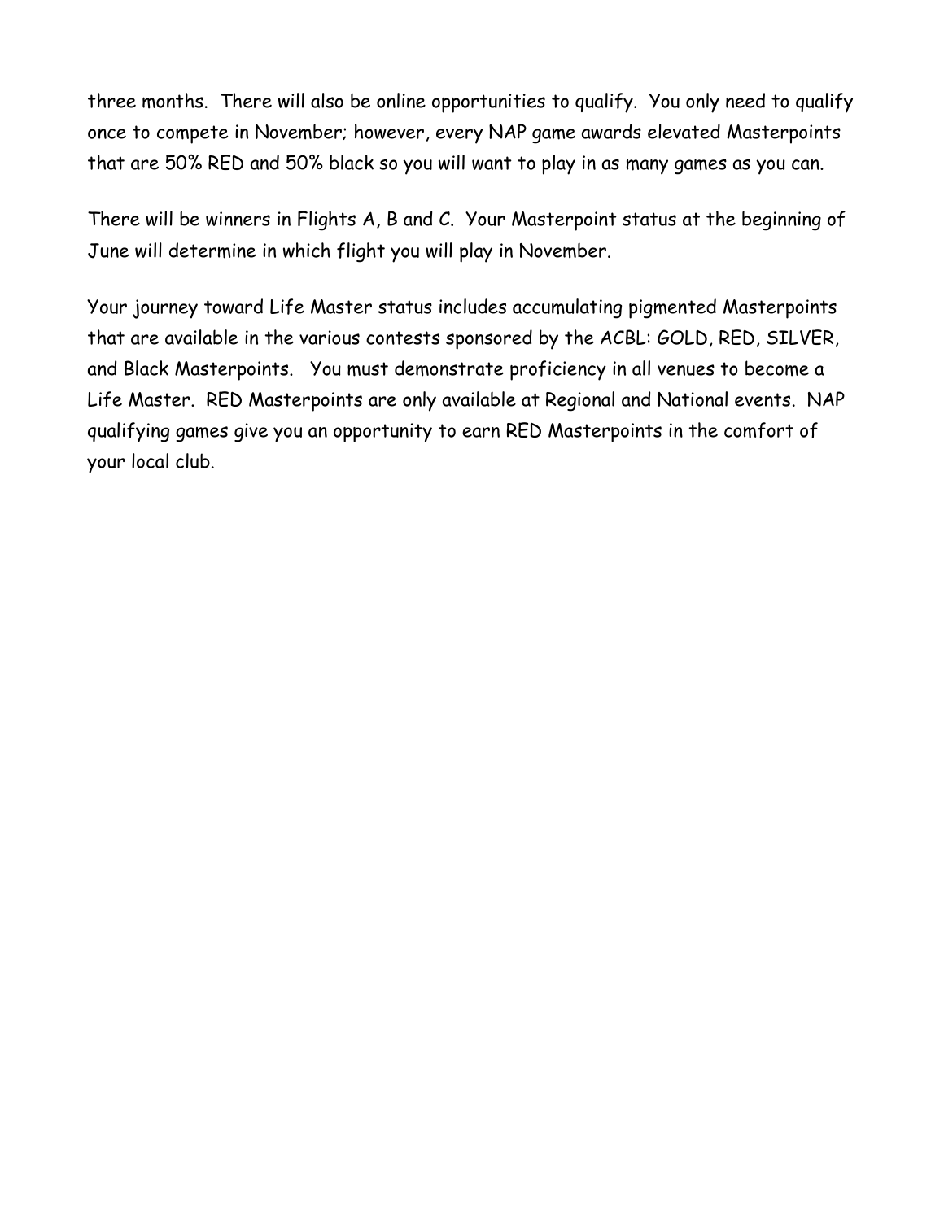three months. There will also be online opportunities to qualify. You only need to qualify once to compete in November; however, every NAP game awards elevated Masterpoints that are 50% RED and 50% black so you will want to play in as many games as you can.

There will be winners in Flights A, B and C. Your Masterpoint status at the beginning of June will determine in which flight you will play in November.

Your journey toward Life Master status includes accumulating pigmented Masterpoints that are available in the various contests sponsored by the ACBL: GOLD, RED, SILVER, and Black Masterpoints. You must demonstrate proficiency in all venues to become a Life Master. RED Masterpoints are only available at Regional and National events. NAP qualifying games give you an opportunity to earn RED Masterpoints in the comfort of your local club.